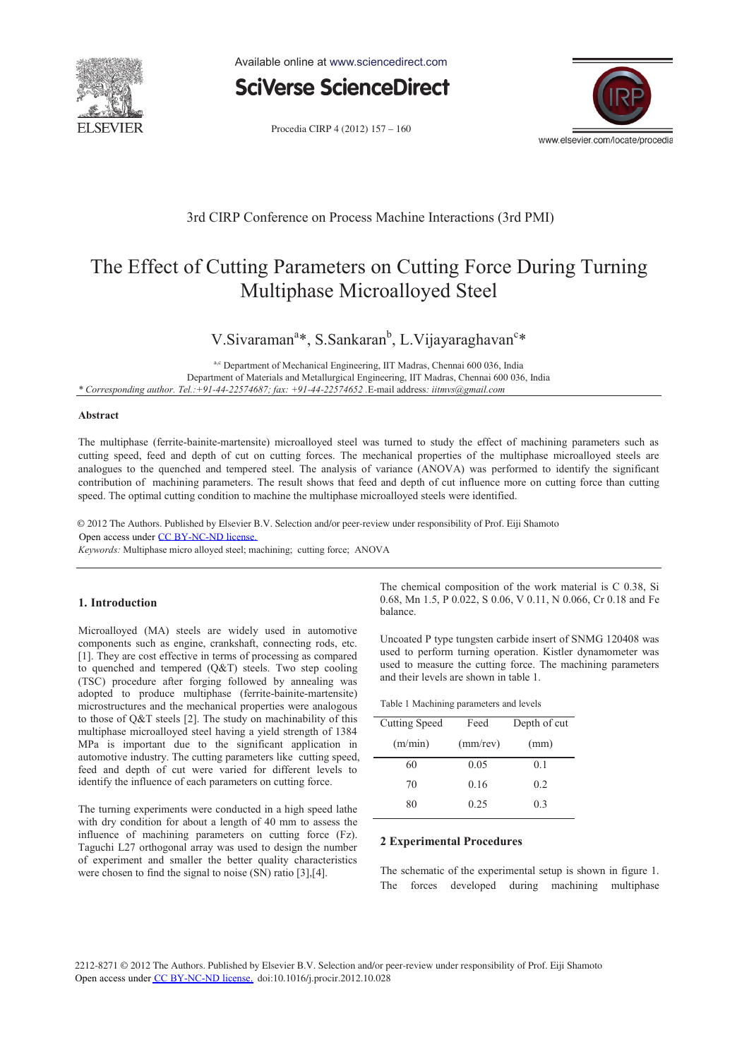3rd CIRP Conference on Process Machine Interactions (3rd PMI)

# The Effect of Cutting Parameters on Cutting Force During Turning Multiphase Microalloyed Steel

V.Sivaraman[a]*, S.Sankaran[b], L.Vijayaraghavan[c]*

[a,c] Department of Mechanical Engineering, IIT Madras, Chennai 600 036, India
Department of Materials and Metallurgical Engineering, IIT Madras, Chennai 600 036, India
*\* Corresponding author. Tel.:+91-44-22574687; fax: +91-44-22574652* .E-mail address*: iitmvs@gmail.com*

## Abstract

The multiphase (ferrite-bainite-martensite) microalloyed steel was turned to study the effect of machining parameters such as cutting speed, feed and depth of cut on cutting forces. The mechanical properties of the multiphase microalloyed steels are analogues to the quenched and tempered steel. The analysis of variance (ANOVA) was performed to identify the significant contribution of machining parameters. The result shows that feed and depth of cut influence more on cutting force than cutting speed. The optimal cutting condition to machine the multiphase microalloyed steels were identified.

© 2012 The Authors. Published by Elsevier B.V. Selection and/or peer-review under responsibility of Prof. Eiji Shamoto
Open access under CC BY-NC-ND license.

*Keywords:* Multiphase micro alloyed steel; machining; cutting force; ANOVA

## 1. Introduction

Microalloyed (MA) steels are widely used in automotive components such as engine, crankshaft, connecting rods, etc. [1]. They are cost effective in terms of processing as compared to quenched and tempered (Q&T) steels. Two step cooling (TSC) procedure after forging followed by annealing was adopted to produce multiphase (ferrite-bainite-martensite) microstructures and the mechanical properties were analogous to those of Q&T steels [2]. The study on machinability of this multiphase microalloyed steel having a yield strength of 1384 MPa is important due to the significant application in automotive industry. The cutting parameters like cutting speed, feed and depth of cut were varied for different levels to identify the influence of each parameters on cutting force.

The turning experiments were conducted in a high speed lathe with dry condition for about a length of 40 mm to assess the influence of machining parameters on cutting force (Fz). Taguchi L27 orthogonal array was used to design the number of experiment and smaller the better quality characteristics were chosen to find the signal to noise (SN) ratio [3],[4].

The chemical composition of the work material is C 0.38, Si 0.68, Mn 1.5, P 0.022, S 0.06, V 0.11, N 0.066, Cr 0.18 and Fe balance.

Uncoated P type tungsten carbide insert of SNMG 120408 was used to perform turning operation. Kistler dynamometer was used to measure the cutting force. The machining parameters and their levels are shown in table 1.

Table 1 Machining parameters and levels

| Cutting Speed (m/min) | Feed (mm/rev) | Depth of cut (mm) |
|---|---|---|
| 60 | 0.05 | 0.1 |
| 70 | 0.16 | 0.2 |
| 80 | 0.25 | 0.3 |

## 2 Experimental Procedures

The schematic of the experimental setup is shown in figure 1. The forces developed during machining multiphase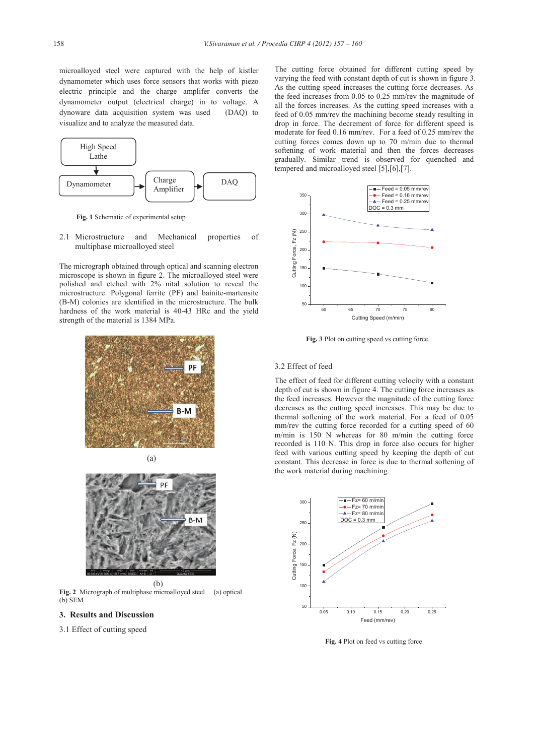microalloyed steel were captured with the help of kistler dynamometer which uses force sensors that works with piezo electric principle and the charge amplifer converts the dynamometer output (electrical charge) in to voltage. A dynoware data acquisition system was used (DAQ) to visualize and to analyze the measured data.

Fig. 1 Schematic of experimental setup

### 2.1 Microstructure and Mechanical properties of multiphase microalloyed steel

The micrograph obtained through optical and scanning electron microscope is shown in figure 2. The microalloyed steel were polished and etched with 2% nital solution to reveal the microstructure. Polygonal ferrite (PF) and bainite-martensite (B-M) colonies are identified in the microstructure. The bulk hardness of the work material is 40-43 HRc and the yield strength of the material is 1384 MPa.

(a)

(b)

Fig. 2 Micrograph of multiphase microalloyed steel (a) optical (b) SEM

## 3. Results and Discussion

### 3.1 Effect of cutting speed

The cutting force obtained for different cutting speed by varying the feed with constant depth of cut is shown in figure 3. As the cutting speed increases the cutting force decreases. As the feed increases from 0.05 to 0.25 mm/rev the magnitude of all the forces increases. As the cutting speed increases with a feed of 0.05 mm/rev the machining become steady resulting in drop in force. The decrement of force for different speed is moderate for feed 0.16 mm/rev. For a feed of 0.25 mm/rev the cutting forces comes down up to 70 m/min due to thermal softening of work material and then the forces decreases gradually. Similar trend is observed for quenched and tempered and microalloyed steel [5],[6],[7].

Fig. 3 Plot on cutting speed vs cutting force.

### 3.2 Effect of feed

The effect of feed for different cutting velocity with a constant depth of cut is shown in figure 4. The cutting force increases as the feed increases. However the magnitude of the cutting force decreases as the cutting speed increases. This may be due to thermal softening of the work material. For a feed of 0.05 mm/rev the cutting force recorded for a cutting speed of 60 m/min is 150 N whereas for 80 m/min the cutting force recorded is 110 N. This drop in force also occurs for higher feed with various cutting speed by keeping the depth of cut constant. This decrease in force is due to thermal softening of the work material during machining.

Fig. 4 Plot on feed vs cutting force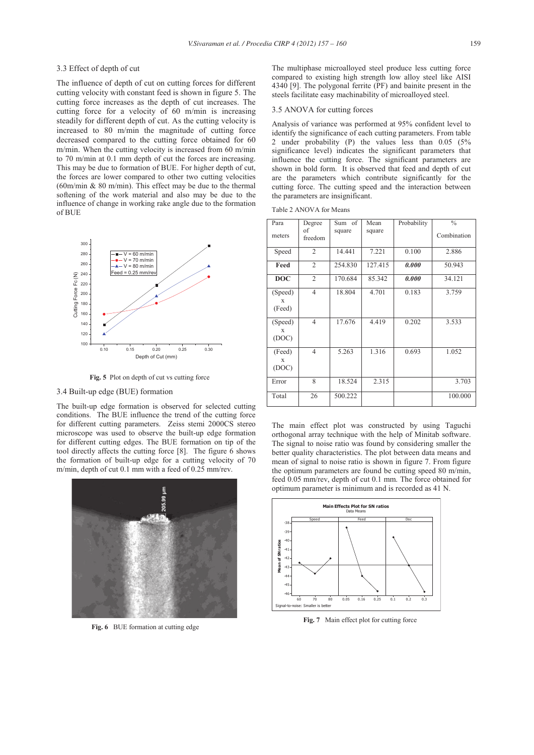### 3.3 Effect of depth of cut

The influence of depth of cut on cutting forces for different cutting velocity with constant feed is shown in figure 5. The cutting force increases as the depth of cut increases. The cutting force for a velocity of 60 m/min is increasing steadily for different depth of cut. As the cutting velocity is increased to 80 m/min the magnitude of cutting force decreased compared to the cutting force obtained for 60 m/min. When the cutting velocity is increased from 60 m/min to 70 m/min at 0.1 mm depth of cut the forces are increasing. This may be due to formation of BUE. For higher depth of cut, the forces are lower compared to other two cutting velocities (60m/min & 80 m/min). This effect may be due to the thermal softening of the work material and also may be due to the influence of change in working rake angle due to the formation of BUE

**Fig. 5** Plot on depth of cut vs cutting force

### 3.4 Built-up edge (BUE) formation

The built-up edge formation is observed for selected cutting conditions. The BUE influence the trend of the cutting force for different cutting parameters. Zeiss stemi 2000CS stereo microscope was used to observe the built-up edge formation for different cutting edges. The BUE formation on tip of the tool directly affects the cutting force [8]. The figure 6 shows the formation of built-up edge for a cutting velocity of 70 m/min, depth of cut 0.1 mm with a feed of 0.25 mm/rev.

**Fig. 6** BUE formation at cutting edge

The multiphase microalloyed steel produce less cutting force compared to existing high strength low alloy steel like AISI 4340 [9]. The polygonal ferrite (PF) and bainite present in the steels facilitate easy machinability of microalloyed steel.

### 3.5 ANOVA for cutting forces

Analysis of variance was performed at 95% confident level to identify the significance of each cutting parameters. From table 2 under probability (P) the values less than 0.05 (5% significance level) indicates the significant parameters that influence the cutting force. The significant parameters are shown in bold form. It is observed that feed and depth of cut are the parameters which contribute significantly for the cutting force. The cutting speed and the interaction between the parameters are insignificant.

Table 2 ANOVA for Means

| Parameters | Degree of freedom | Sum of square | Mean square | Probability | % Combination |
|---|---|---|---|---|---|
| Speed | 2 | 14.441 | 7.221 | 0.100 | 2.886 |
| **Feed** | 2 | 254.830 | 127.415 | ***0.000*** | 50.943 |
| **DOC** | 2 | 170.684 | 85.342 | ***0.000*** | 34.121 |
| (Speed) x (Feed) | 4 | 18.804 | 4.701 | 0.183 | 3.759 |
| (Speed) x (DOC) | 4 | 17.676 | 4.419 | 0.202 | 3.533 |
| (Feed) x (DOC) | 4 | 5.263 | 1.316 | 0.693 | 1.052 |
| Error | 8 | 18.524 | 2.315 | | 3.703 |
| Total | 26 | 500.222 | | | 100.000 |

The main effect plot was constructed by using Taguchi orthogonal array technique with the help of Minitab software. The signal to noise ratio was found by considering smaller the better quality characteristics. The plot between data means and mean of signal to noise ratio is shown in figure 7. From figure the optimum parameters are found be cutting speed 80 m/min, feed 0.05 mm/rev, depth of cut 0.1 mm. The force obtained for optimum parameter is minimum and is recorded as 41 N.

**Fig. 7** Main effect plot for cutting force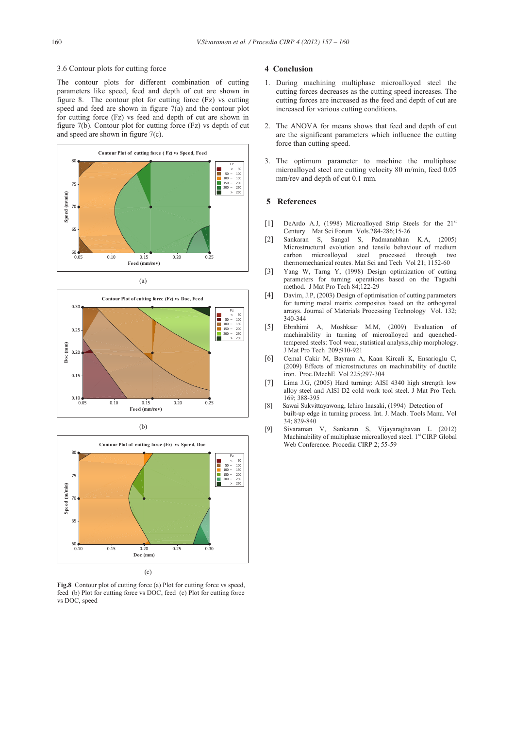### 3.6 Contour plots for cutting force

The contour plots for different combination of cutting parameters like speed, feed and depth of cut are shown in figure 8. The contour plot for cutting force (Fz) vs cutting speed and feed are shown in figure 7(a) and the contour plot for cutting force (Fz) vs feed and depth of cut are shown in figure 7(b). Contour plot for cutting force (Fz) vs depth of cut and speed are shown in figure 7(c).

Contour Plot of cutting force ( Fz) vs Speed, Feed

Speed (m/min)

80
75
70
65
60

0.05 0.10 0.15 0.20 0.25

Feed (mm/rev)

Fz
< 50
50 – 100
100 – 150
150 – 200
200 – 250
> 250

(a)

Contour Plot of cutting force (Fz) vs Doc, Feed

Doc (mm)

0.30
0.25
0.20
0.15
0.10

0.05 0.10 0.15 0.20 0.25

Feed (mm/rev)

Fz
< 50
50 – 100
100 – 150
150 – 200
200 – 250
> 250

(b)

Contour Plot of cutting force (Fz) vs Speed, Doc

Speed (m/min)

80
75
70
65
60

0.10 0.15 0.20 0.25 0.30

Doc (mm)

Fz
< 50
50 – 100
100 – 150
150 – 200
200 – 250
> 250

(c)

**Fig.8** Contour plot of cutting force (a) Plot for cutting force vs speed, feed (b) Plot for cutting force vs DOC, feed (c) Plot for cutting force vs DOC, speed

## 4 Conclusion

1. During machining multiphase microalloyed steel the cutting forces decreases as the cutting speed increases. The cutting forces are increased as the feed and depth of cut are increased for various cutting conditions.

2. The ANOVA for means shows that feed and depth of cut are the significant parameters which influence the cutting force than cutting speed.

3. The optimum parameter to machine the multiphase microalloyed steel are cutting velocity 80 m/min, feed 0.05 mm/rev and depth of cut 0.1 mm.

## 5 References

[1] DeArdo A.J, (1998) Microalloyed Strip Steels for the 21st Century. Mat Sci Forum Vols.284-286;15-26

[2] Sankaran S, Sangal S, Padmanabhan K.A, (2005) Microstructural evolution and tensile behaviour of medium carbon microalloyed steel processed through two thermomechanical routes. Mat Sci and Tech Vol 21; 1152-60

[3] Yang W, Tarng Y, (1998) Design optimization of cutting parameters for turning operations based on the Taguchi method. J Mat Pro Tech 84;122-29

[4] Davim, J.P, (2003) Design of optimisation of cutting parameters for turning metal matrix composites based on the orthogonal arrays. Journal of Materials Processing Technology Vol. 132; 340-344

[5] Ebrahimi A, Moshksar M.M, (2009) Evaluation of machinability in turning of microalloyed and quenched-tempered steels: Tool wear, statistical analysis,chip morphology. J Mat Pro Tech 209;910-921

[6] Cemal Cakir M, Bayram A, Kaan Kircali K, Ensarioglu C, (2009) Effects of microstructures on machinability of ductile iron. Proc.IMechE Vol 225;297-304

[7] Lima J.G, (2005) Hard turning: AISI 4340 high strength low alloy steel and AISI D2 cold work tool steel. J Mat Pro Tech. 169; 388-395

[8] Sawai Sukvittayawong, Ichiro Inasaki, (1994) Detection of built-up edge in turning process. Int. J. Mach. Tools Manu. Vol 34; 829-840

[9] Sivaraman V, Sankaran S, Vijayaraghavan L (2012) Machinability of multiphase microalloyed steel. 1st CIRP Global Web Conference. Procedia CIRP 2; 55-59